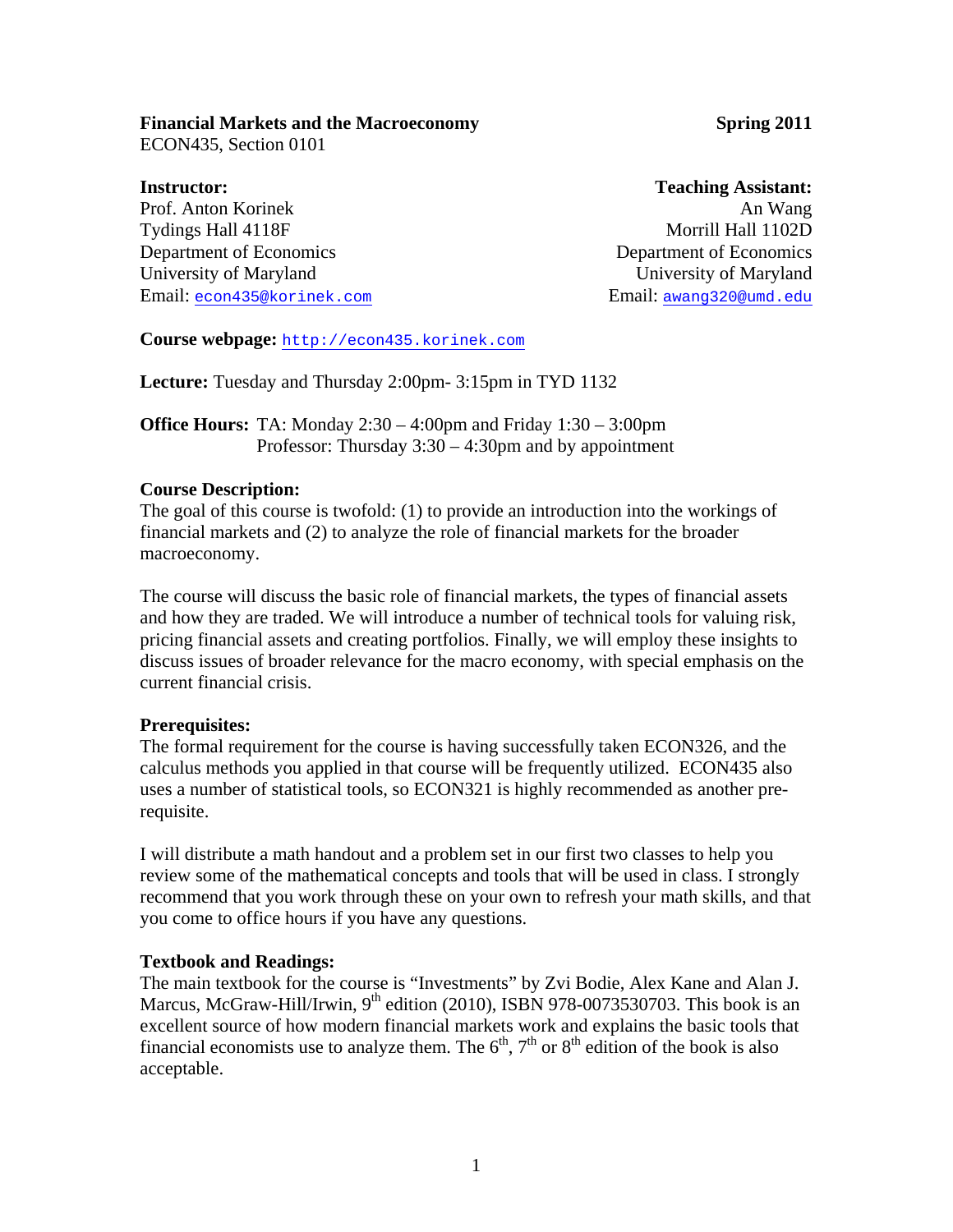**Financial Markets and the Macroeconomy** **Spring 2011**

ECON435, Section 0101

**Instructor:**
Prof. Anton Korinek
Tydings Hall 4118F
Department of Economics
University of Maryland
Email: econ435@korinek.com

**Teaching Assistant:**
An Wang
Morrill Hall 1102D
Department of Economics
University of Maryland
Email: awang320@umd.edu

**Course webpage:** http://econ435.korinek.com

**Lecture:** Tuesday and Thursday 2:00pm- 3:15pm in TYD 1132

**Office Hours:** TA: Monday 2:30 – 4:00pm and Friday 1:30 – 3:00pm
Professor: Thursday 3:30 – 4:30pm and by appointment

**Course Description:**

The goal of this course is twofold: (1) to provide an introduction into the workings of financial markets and (2) to analyze the role of financial markets for the broader macroeconomy.

The course will discuss the basic role of financial markets, the types of financial assets and how they are traded. We will introduce a number of technical tools for valuing risk, pricing financial assets and creating portfolios. Finally, we will employ these insights to discuss issues of broader relevance for the macro economy, with special emphasis on the current financial crisis.

**Prerequisites:**

The formal requirement for the course is having successfully taken ECON326, and the calculus methods you applied in that course will be frequently utilized. ECON435 also uses a number of statistical tools, so ECON321 is highly recommended as another pre-requisite.

I will distribute a math handout and a problem set in our first two classes to help you review some of the mathematical concepts and tools that will be used in class. I strongly recommend that you work through these on your own to refresh your math skills, and that you come to office hours if you have any questions.

**Textbook and Readings:**

The main textbook for the course is "Investments" by Zvi Bodie, Alex Kane and Alan J. Marcus, McGraw-Hill/Irwin, 9th edition (2010), ISBN 978-0073530703. This book is an excellent source of how modern financial markets work and explains the basic tools that financial economists use to analyze them. The 6th, 7th or 8th edition of the book is also acceptable.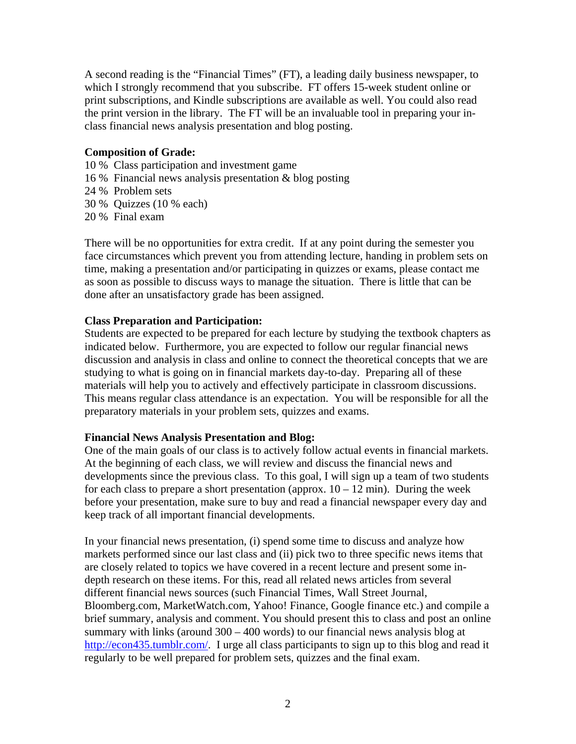A second reading is the "Financial Times" (FT), a leading daily business newspaper, to which I strongly recommend that you subscribe. FT offers 15-week student online or print subscriptions, and Kindle subscriptions are available as well. You could also read the print version in the library. The FT will be an invaluable tool in preparing your in-class financial news analysis presentation and blog posting.

**Composition of Grade:**

10 % Class participation and investment game
16 % Financial news analysis presentation & blog posting
24 % Problem sets
30 % Quizzes (10 % each)
20 % Final exam

There will be no opportunities for extra credit. If at any point during the semester you face circumstances which prevent you from attending lecture, handing in problem sets on time, making a presentation and/or participating in quizzes or exams, please contact me as soon as possible to discuss ways to manage the situation. There is little that can be done after an unsatisfactory grade has been assigned.

**Class Preparation and Participation:**

Students are expected to be prepared for each lecture by studying the textbook chapters as indicated below. Furthermore, you are expected to follow our regular financial news discussion and analysis in class and online to connect the theoretical concepts that we are studying to what is going on in financial markets day-to-day. Preparing all of these materials will help you to actively and effectively participate in classroom discussions. This means regular class attendance is an expectation. You will be responsible for all the preparatory materials in your problem sets, quizzes and exams.

**Financial News Analysis Presentation and Blog:**

One of the main goals of our class is to actively follow actual events in financial markets. At the beginning of each class, we will review and discuss the financial news and developments since the previous class. To this goal, I will sign up a team of two students for each class to prepare a short presentation (approx. 10 – 12 min). During the week before your presentation, make sure to buy and read a financial newspaper every day and keep track of all important financial developments.

In your financial news presentation, (i) spend some time to discuss and analyze how markets performed since our last class and (ii) pick two to three specific news items that are closely related to topics we have covered in a recent lecture and present some in-depth research on these items. For this, read all related news articles from several different financial news sources (such Financial Times, Wall Street Journal, Bloomberg.com, MarketWatch.com, Yahoo! Finance, Google finance etc.) and compile a brief summary, analysis and comment. You should present this to class and post an online summary with links (around 300 – 400 words) to our financial news analysis blog at http://econ435.tumblr.com/. I urge all class participants to sign up to this blog and read it regularly to be well prepared for problem sets, quizzes and the final exam.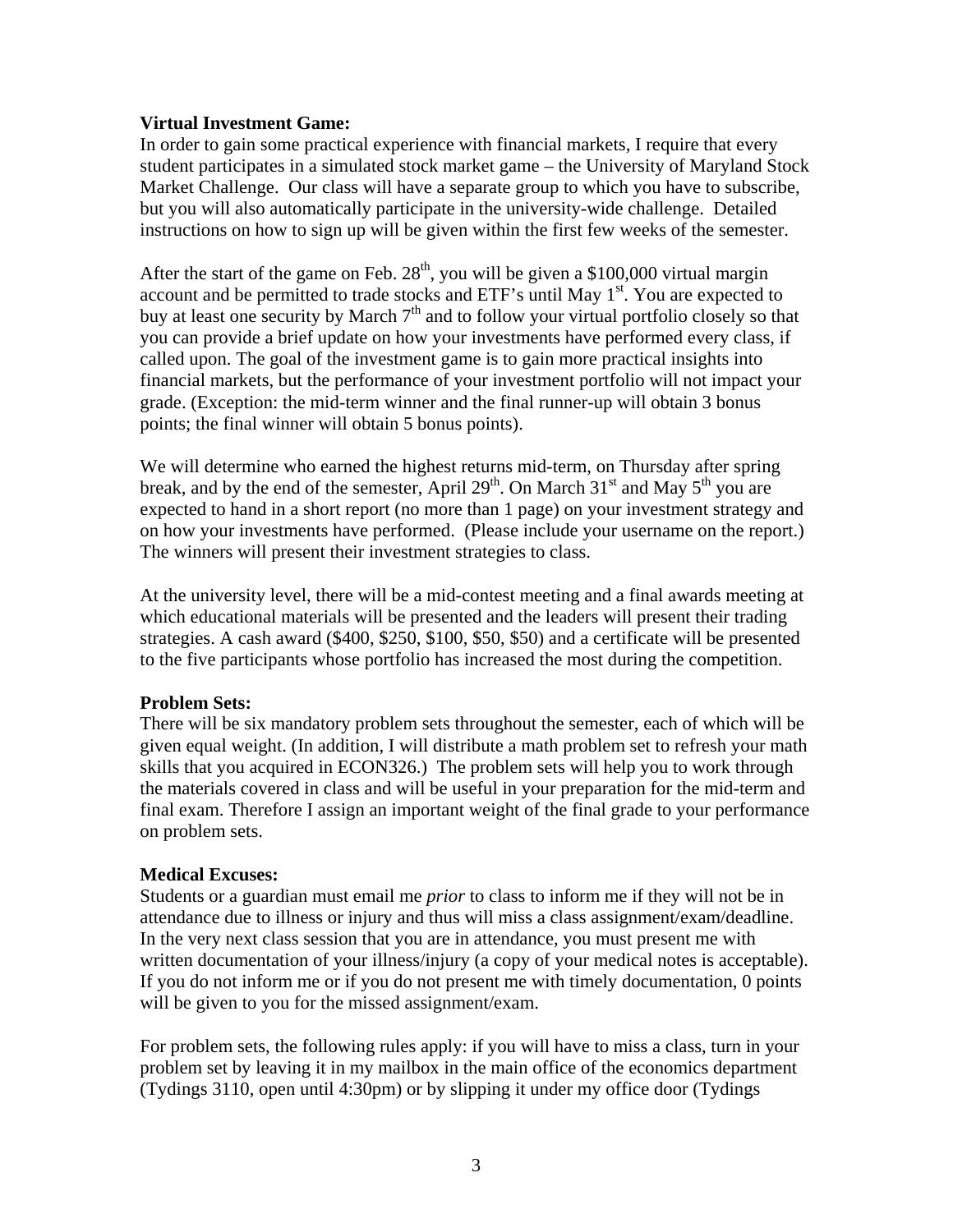**Virtual Investment Game:**

In order to gain some practical experience with financial markets, I require that every student participates in a simulated stock market game – the University of Maryland Stock Market Challenge. Our class will have a separate group to which you have to subscribe, but you will also automatically participate in the university-wide challenge. Detailed instructions on how to sign up will be given within the first few weeks of the semester.

After the start of the game on Feb. 28th, you will be given a $100,000 virtual margin account and be permitted to trade stocks and ETF's until May 1st. You are expected to buy at least one security by March 7th and to follow your virtual portfolio closely so that you can provide a brief update on how your investments have performed every class, if called upon. The goal of the investment game is to gain more practical insights into financial markets, but the performance of your investment portfolio will not impact your grade. (Exception: the mid-term winner and the final runner-up will obtain 3 bonus points; the final winner will obtain 5 bonus points).

We will determine who earned the highest returns mid-term, on Thursday after spring break, and by the end of the semester, April 29th. On March 31st and May 5th you are expected to hand in a short report (no more than 1 page) on your investment strategy and on how your investments have performed. (Please include your username on the report.) The winners will present their investment strategies to class.

At the university level, there will be a mid-contest meeting and a final awards meeting at which educational materials will be presented and the leaders will present their trading strategies. A cash award ($400, $250, $100, $50, $50) and a certificate will be presented to the five participants whose portfolio has increased the most during the competition.

**Problem Sets:**

There will be six mandatory problem sets throughout the semester, each of which will be given equal weight. (In addition, I will distribute a math problem set to refresh your math skills that you acquired in ECON326.) The problem sets will help you to work through the materials covered in class and will be useful in your preparation for the mid-term and final exam. Therefore I assign an important weight of the final grade to your performance on problem sets.

**Medical Excuses:**

Students or a guardian must email me *prior* to class to inform me if they will not be in attendance due to illness or injury and thus will miss a class assignment/exam/deadline. In the very next class session that you are in attendance, you must present me with written documentation of your illness/injury (a copy of your medical notes is acceptable). If you do not inform me or if you do not present me with timely documentation, 0 points will be given to you for the missed assignment/exam.

For problem sets, the following rules apply: if you will have to miss a class, turn in your problem set by leaving it in my mailbox in the main office of the economics department (Tydings 3110, open until 4:30pm) or by slipping it under my office door (Tydings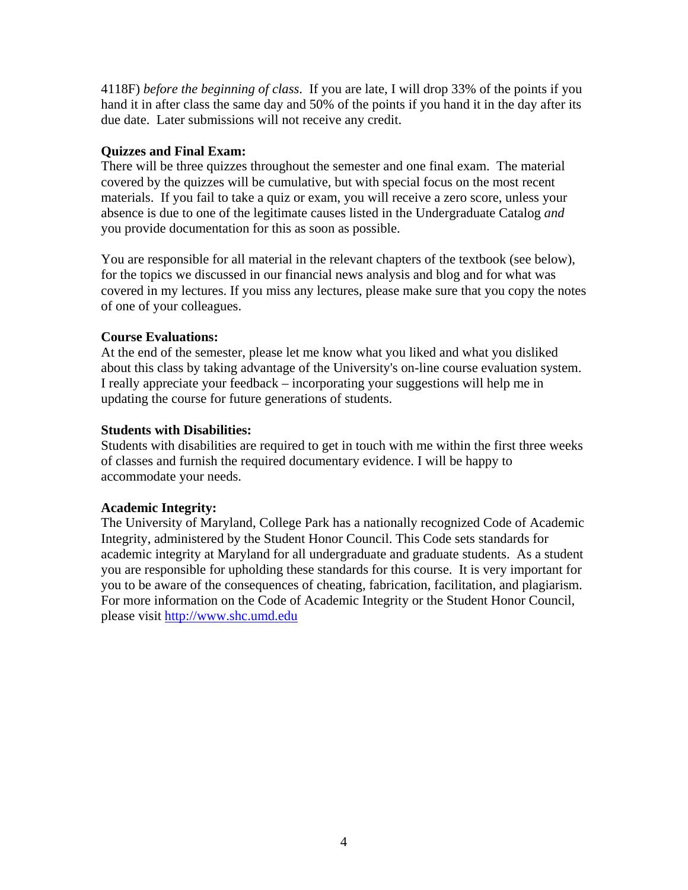4118F) *before the beginning of class*. If you are late, I will drop 33% of the points if you hand it in after class the same day and 50% of the points if you hand it in the day after its due date. Later submissions will not receive any credit.

**Quizzes and Final Exam:**
There will be three quizzes throughout the semester and one final exam. The material covered by the quizzes will be cumulative, but with special focus on the most recent materials. If you fail to take a quiz or exam, you will receive a zero score, unless your absence is due to one of the legitimate causes listed in the Undergraduate Catalog *and* you provide documentation for this as soon as possible.

You are responsible for all material in the relevant chapters of the textbook (see below), for the topics we discussed in our financial news analysis and blog and for what was covered in my lectures. If you miss any lectures, please make sure that you copy the notes of one of your colleagues.

**Course Evaluations:**
At the end of the semester, please let me know what you liked and what you disliked about this class by taking advantage of the University's on-line course evaluation system. I really appreciate your feedback – incorporating your suggestions will help me in updating the course for future generations of students.

**Students with Disabilities:**
Students with disabilities are required to get in touch with me within the first three weeks of classes and furnish the required documentary evidence. I will be happy to accommodate your needs.

**Academic Integrity:**
The University of Maryland, College Park has a nationally recognized Code of Academic Integrity, administered by the Student Honor Council. This Code sets standards for academic integrity at Maryland for all undergraduate and graduate students. As a student you are responsible for upholding these standards for this course. It is very important for you to be aware of the consequences of cheating, fabrication, facilitation, and plagiarism. For more information on the Code of Academic Integrity or the Student Honor Council, please visit http://www.shc.umd.edu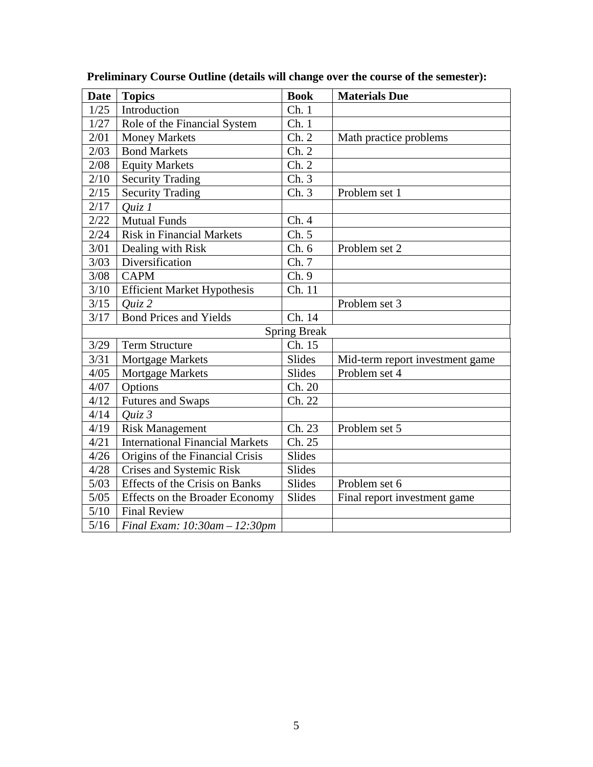**Preliminary Course Outline (details will change over the course of the semester):**

| **Date** | **Topics** | **Book** | **Materials Due** |
|---|---|---|---|
| 1/25 | Introduction | Ch. 1 | |
| 1/27 | Role of the Financial System | Ch. 1 | |
| 2/01 | Money Markets | Ch. 2 | Math practice problems |
| 2/03 | Bond Markets | Ch. 2 | |
| 2/08 | Equity Markets | Ch. 2 | |
| 2/10 | Security Trading | Ch. 3 | |
| 2/15 | Security Trading | Ch. 3 | Problem set 1 |
| 2/17 | *Quiz 1* | | |
| 2/22 | Mutual Funds | Ch. 4 | |
| 2/24 | Risk in Financial Markets | Ch. 5 | |
| 3/01 | Dealing with Risk | Ch. 6 | Problem set 2 |
| 3/03 | Diversification | Ch. 7 | |
| 3/08 | CAPM | Ch. 9 | |
| 3/10 | Efficient Market Hypothesis | Ch. 11 | |
| 3/15 | *Quiz 2* | | Problem set 3 |
| 3/17 | Bond Prices and Yields | Ch. 14 | |
| | | Spring Break | |
| 3/29 | Term Structure | Ch. 15 | |
| 3/31 | Mortgage Markets | Slides | Mid-term report investment game |
| 4/05 | Mortgage Markets | Slides | Problem set 4 |
| 4/07 | Options | Ch. 20 | |
| 4/12 | Futures and Swaps | Ch. 22 | |
| 4/14 | *Quiz 3* | | |
| 4/19 | Risk Management | Ch. 23 | Problem set 5 |
| 4/21 | International Financial Markets | Ch. 25 | |
| 4/26 | Origins of the Financial Crisis | Slides | |
| 4/28 | Crises and Systemic Risk | Slides | |
| 5/03 | Effects of the Crisis on Banks | Slides | Problem set 6 |
| 5/05 | Effects on the Broader Economy | Slides | Final report investment game |
| 5/10 | Final Review | | |
| 5/16 | *Final Exam: 10:30am – 12:30pm* | | |